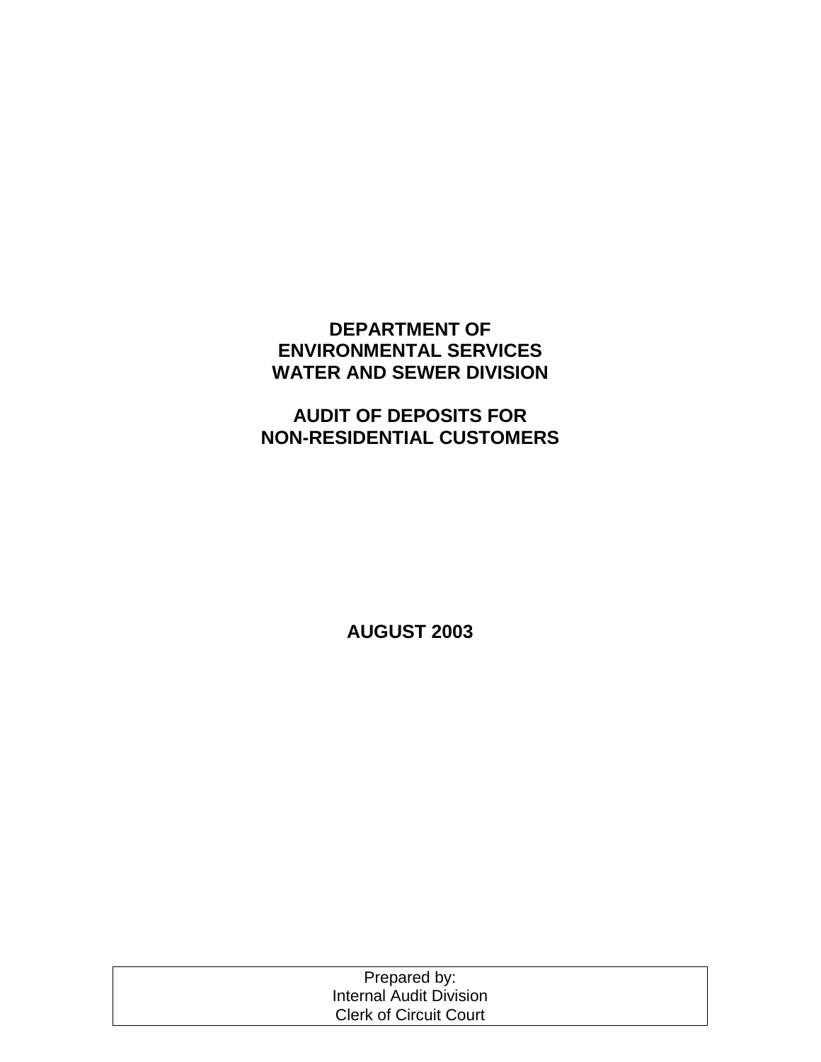# DEPARTMENT OF ENVIRONMENTAL SERVICES WATER AND SEWER DIVISION

## AUDIT OF DEPOSITS FOR NON-RESIDENTIAL CUSTOMERS

**AUGUST 2003**

Prepared by:
Internal Audit Division
Clerk of Circuit Court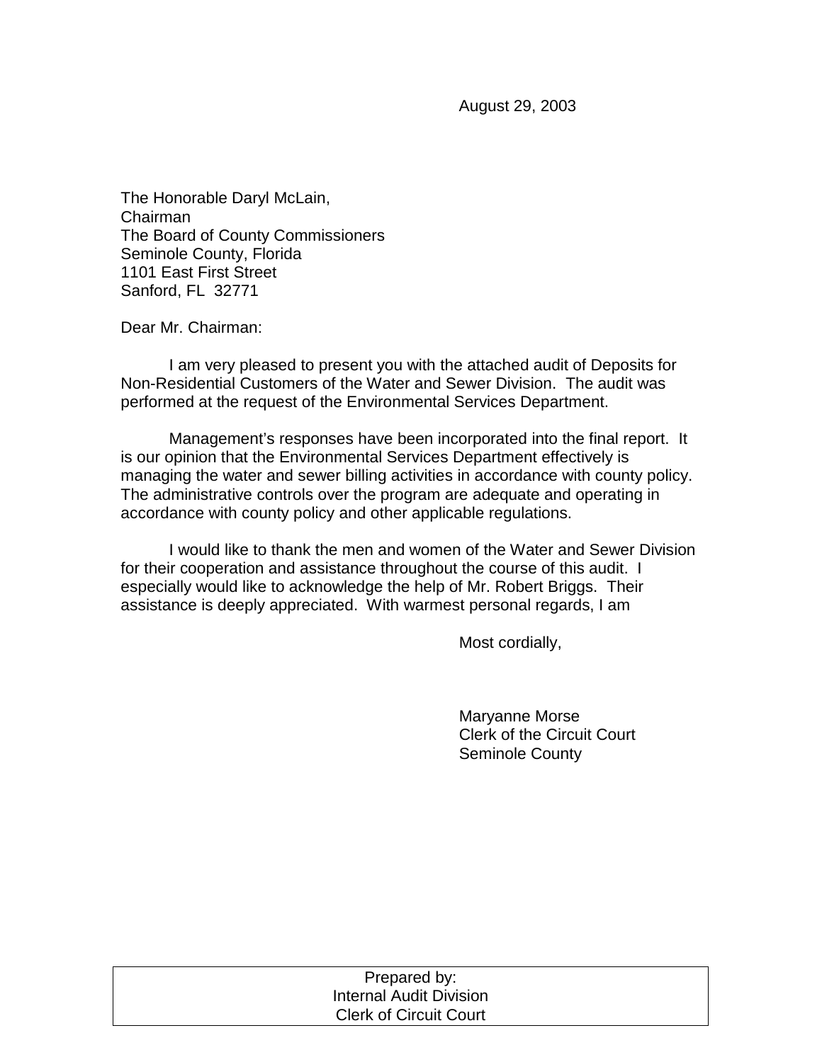August 29, 2003

The Honorable Daryl McLain,
Chairman
The Board of County Commissioners
Seminole County, Florida
1101 East First Street
Sanford, FL 32771

Dear Mr. Chairman:

I am very pleased to present you with the attached audit of Deposits for Non-Residential Customers of the Water and Sewer Division. The audit was performed at the request of the Environmental Services Department.

Management's responses have been incorporated into the final report. It is our opinion that the Environmental Services Department effectively is managing the water and sewer billing activities in accordance with county policy. The administrative controls over the program are adequate and operating in accordance with county policy and other applicable regulations.

I would like to thank the men and women of the Water and Sewer Division for their cooperation and assistance throughout the course of this audit. I especially would like to acknowledge the help of Mr. Robert Briggs. Their assistance is deeply appreciated. With warmest personal regards, I am

Most cordially,

Maryanne Morse
Clerk of the Circuit Court
Seminole County

| Prepared by: |
| --- |
| Internal Audit Division |
| Clerk of Circuit Court |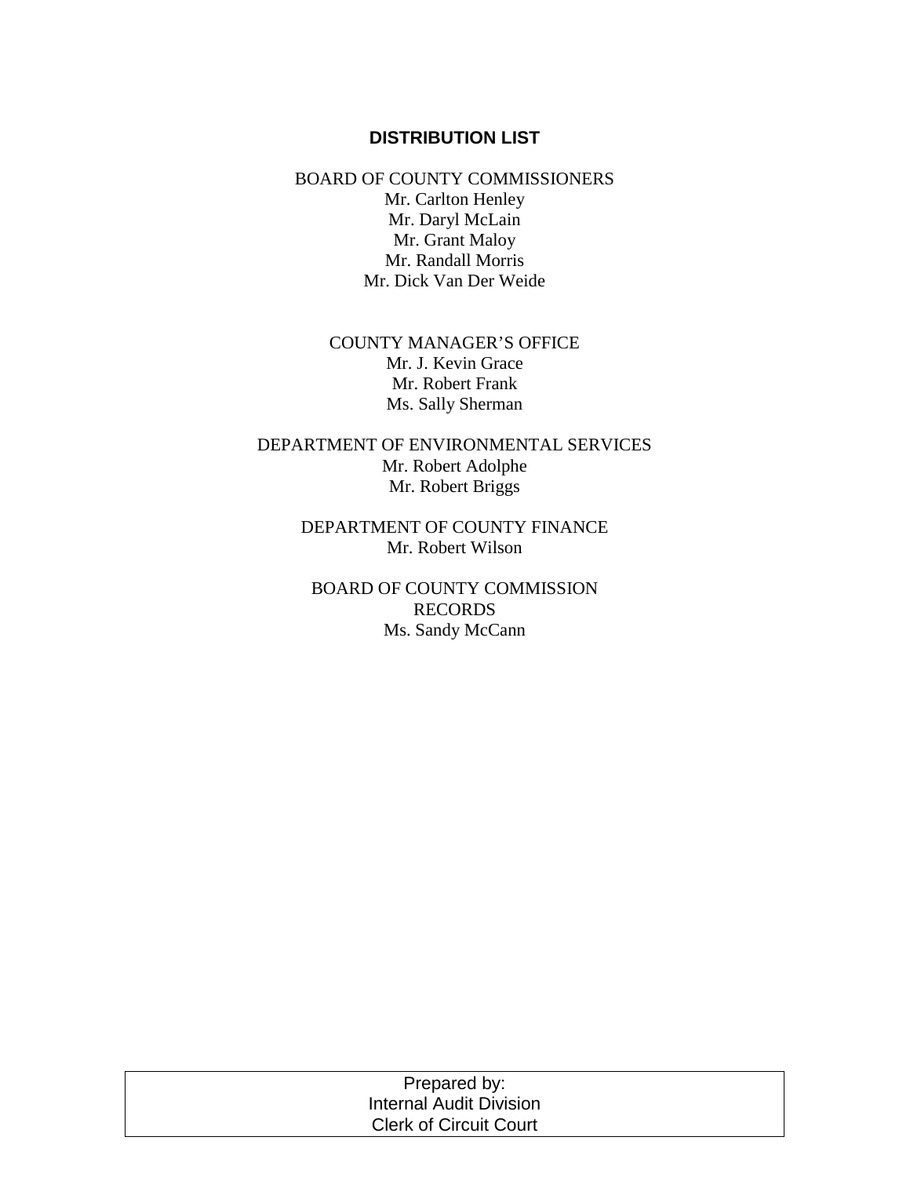## DISTRIBUTION LIST

BOARD OF COUNTY COMMISSIONERS
Mr. Carlton Henley
Mr. Daryl McLain
Mr. Grant Maloy
Mr. Randall Morris
Mr. Dick Van Der Weide

COUNTY MANAGER'S OFFICE
Mr. J. Kevin Grace
Mr. Robert Frank
Ms. Sally Sherman

DEPARTMENT OF ENVIRONMENTAL SERVICES
Mr. Robert Adolphe
Mr. Robert Briggs

DEPARTMENT OF COUNTY FINANCE
Mr. Robert Wilson

BOARD OF COUNTY COMMISSION RECORDS
Ms. Sandy McCann

Prepared by:
Internal Audit Division
Clerk of Circuit Court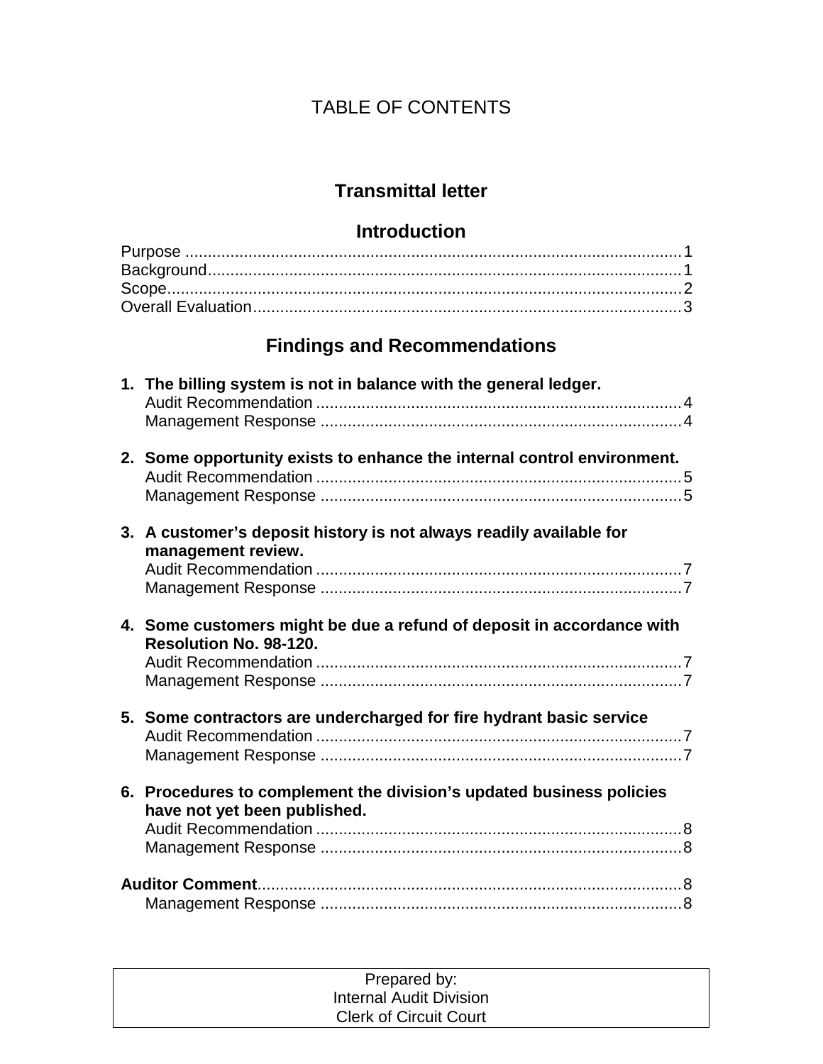# TABLE OF CONTENTS

## Transmittal letter

## Introduction

Purpose .......... 1
Background .......... 1
Scope .......... 2
Overall Evaluation .......... 3

## Findings and Recommendations

1. **The billing system is not in balance with the general ledger.**
   Audit Recommendation .......... 4
   Management Response .......... 4

2. **Some opportunity exists to enhance the internal control environment.**
   Audit Recommendation .......... 5
   Management Response .......... 5

3. **A customer's deposit history is not always readily available for management review.**
   Audit Recommendation .......... 7
   Management Response .......... 7

4. **Some customers might be due a refund of deposit in accordance with Resolution No. 98-120.**
   Audit Recommendation .......... 7
   Management Response .......... 7

5. **Some contractors are undercharged for fire hydrant basic service**
   Audit Recommendation .......... 7
   Management Response .......... 7

6. **Procedures to complement the division's updated business policies have not yet been published.**
   Audit Recommendation .......... 8
   Management Response .......... 8

**Auditor Comment** .......... 8
   Management Response .......... 8

| Prepared by:<br>Internal Audit Division<br>Clerk of Circuit Court |
|---|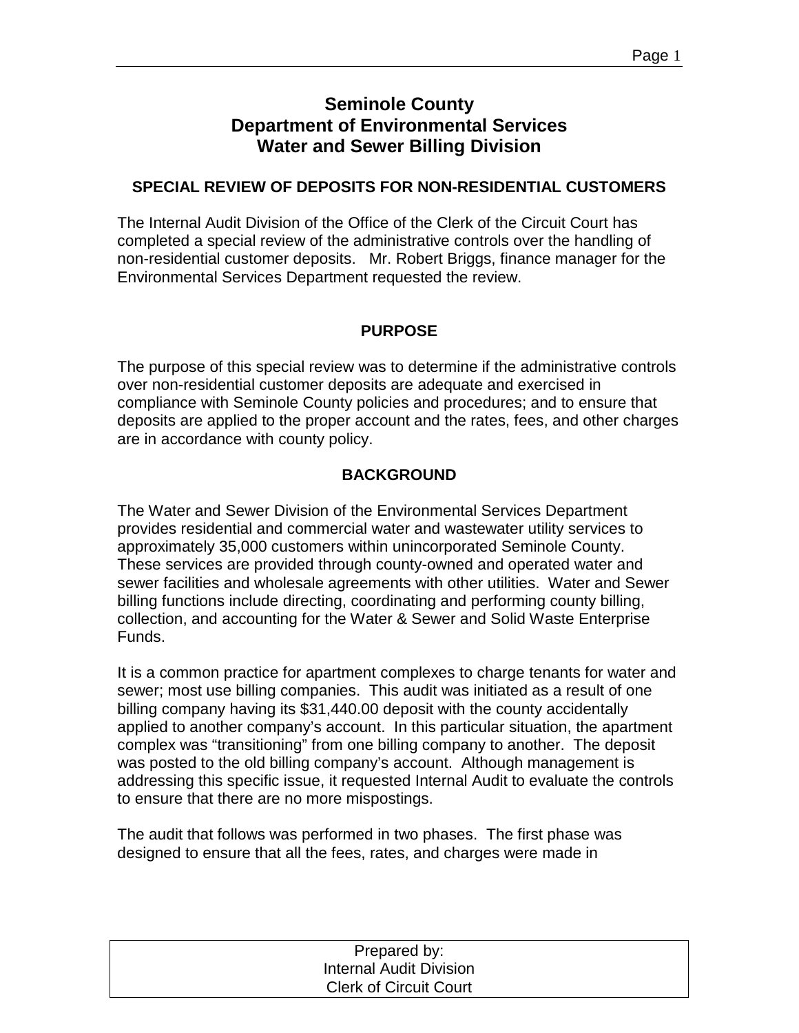# Seminole County
# Department of Environmental Services
# Water and Sewer Billing Division

## SPECIAL REVIEW OF DEPOSITS FOR NON-RESIDENTIAL CUSTOMERS

The Internal Audit Division of the Office of the Clerk of the Circuit Court has completed a special review of the administrative controls over the handling of non-residential customer deposits. Mr. Robert Briggs, finance manager for the Environmental Services Department requested the review.

## PURPOSE

The purpose of this special review was to determine if the administrative controls over non-residential customer deposits are adequate and exercised in compliance with Seminole County policies and procedures; and to ensure that deposits are applied to the proper account and the rates, fees, and other charges are in accordance with county policy.

## BACKGROUND

The Water and Sewer Division of the Environmental Services Department provides residential and commercial water and wastewater utility services to approximately 35,000 customers within unincorporated Seminole County. These services are provided through county-owned and operated water and sewer facilities and wholesale agreements with other utilities. Water and Sewer billing functions include directing, coordinating and performing county billing, collection, and accounting for the Water & Sewer and Solid Waste Enterprise Funds.

It is a common practice for apartment complexes to charge tenants for water and sewer; most use billing companies. This audit was initiated as a result of one billing company having its $31,440.00 deposit with the county accidentally applied to another company's account. In this particular situation, the apartment complex was "transitioning" from one billing company to another. The deposit was posted to the old billing company's account. Although management is addressing this specific issue, it requested Internal Audit to evaluate the controls to ensure that there are no more mispostings.

The audit that follows was performed in two phases. The first phase was designed to ensure that all the fees, rates, and charges were made in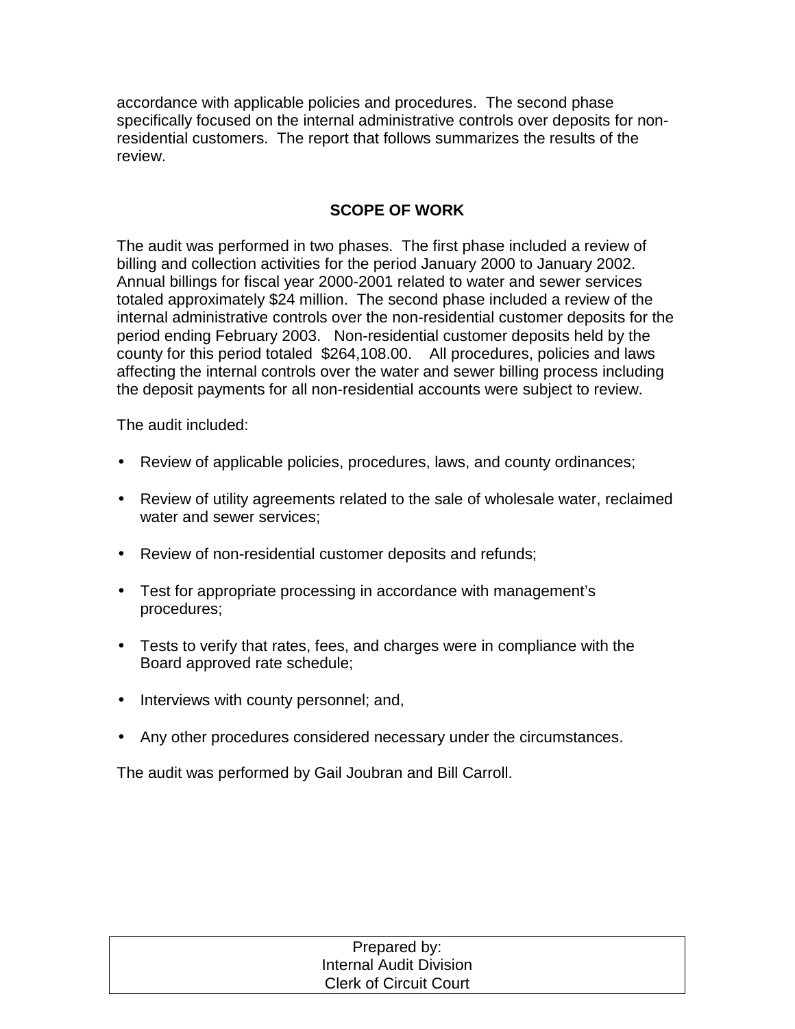accordance with applicable policies and procedures. The second phase specifically focused on the internal administrative controls over deposits for non-residential customers. The report that follows summarizes the results of the review.

## SCOPE OF WORK

The audit was performed in two phases. The first phase included a review of billing and collection activities for the period January 2000 to January 2002. Annual billings for fiscal year 2000-2001 related to water and sewer services totaled approximately $24 million. The second phase included a review of the internal administrative controls over the non-residential customer deposits for the period ending February 2003. Non-residential customer deposits held by the county for this period totaled $264,108.00. All procedures, policies and laws affecting the internal controls over the water and sewer billing process including the deposit payments for all non-residential accounts were subject to review.

The audit included:

- Review of applicable policies, procedures, laws, and county ordinances;
- Review of utility agreements related to the sale of wholesale water, reclaimed water and sewer services;
- Review of non-residential customer deposits and refunds;
- Test for appropriate processing in accordance with management's procedures;
- Tests to verify that rates, fees, and charges were in compliance with the Board approved rate schedule;
- Interviews with county personnel; and,
- Any other procedures considered necessary under the circumstances.

The audit was performed by Gail Joubran and Bill Carroll.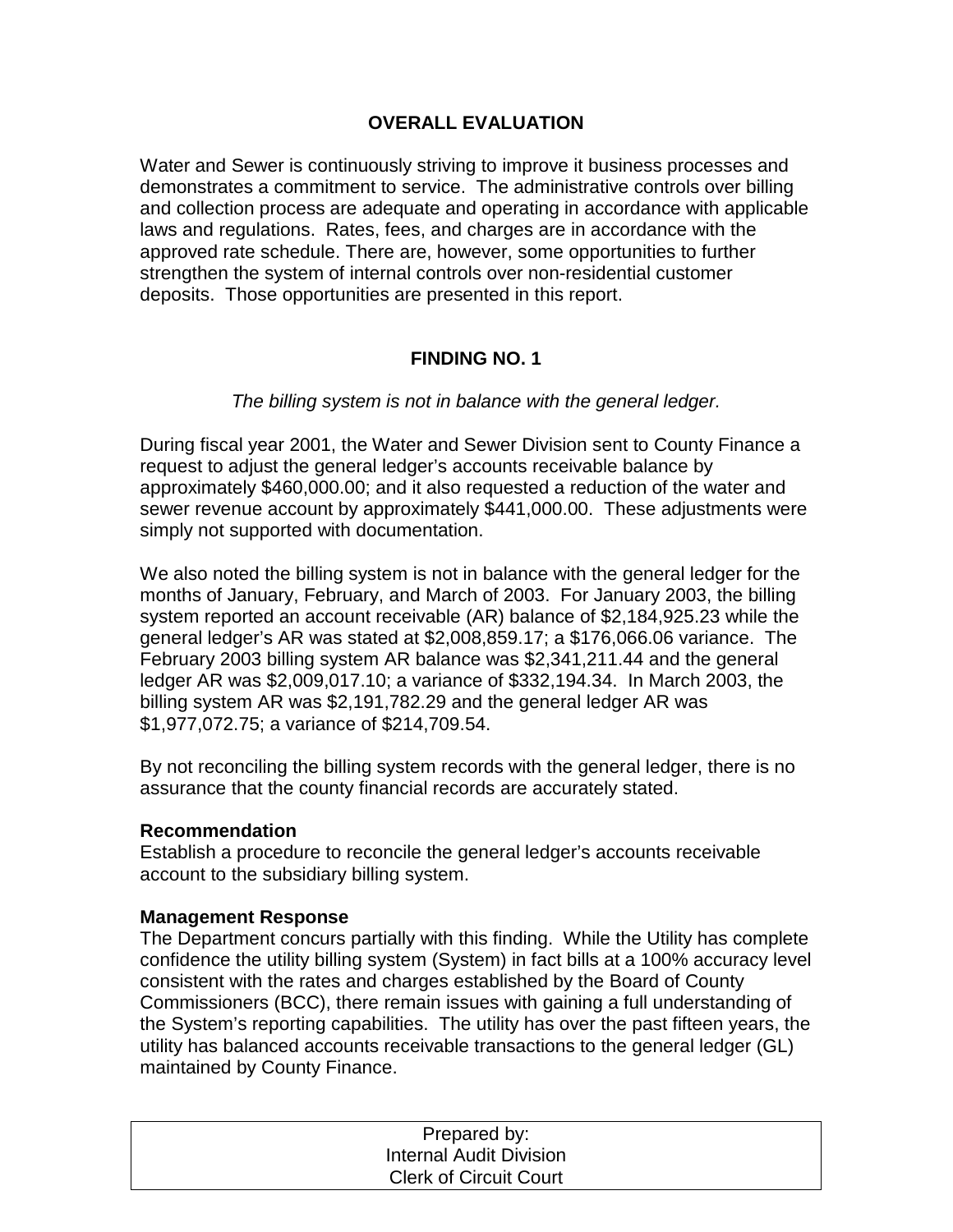## OVERALL EVALUATION

Water and Sewer is continuously striving to improve it business processes and demonstrates a commitment to service. The administrative controls over billing and collection process are adequate and operating in accordance with applicable laws and regulations. Rates, fees, and charges are in accordance with the approved rate schedule. There are, however, some opportunities to further strengthen the system of internal controls over non-residential customer deposits. Those opportunities are presented in this report.

## FINDING NO. 1

*The billing system is not in balance with the general ledger.*

During fiscal year 2001, the Water and Sewer Division sent to County Finance a request to adjust the general ledger's accounts receivable balance by approximately $460,000.00; and it also requested a reduction of the water and sewer revenue account by approximately $441,000.00. These adjustments were simply not supported with documentation.

We also noted the billing system is not in balance with the general ledger for the months of January, February, and March of 2003. For January 2003, the billing system reported an account receivable (AR) balance of $2,184,925.23 while the general ledger's AR was stated at $2,008,859.17; a $176,066.06 variance. The February 2003 billing system AR balance was $2,341,211.44 and the general ledger AR was $2,009,017.10; a variance of $332,194.34. In March 2003, the billing system AR was $2,191,782.29 and the general ledger AR was $1,977,072.75; a variance of $214,709.54.

By not reconciling the billing system records with the general ledger, there is no assurance that the county financial records are accurately stated.

**Recommendation**
Establish a procedure to reconcile the general ledger's accounts receivable account to the subsidiary billing system.

**Management Response**
The Department concurs partially with this finding. While the Utility has complete confidence the utility billing system (System) in fact bills at a 100% accuracy level consistent with the rates and charges established by the Board of County Commissioners (BCC), there remain issues with gaining a full understanding of the System's reporting capabilities. The utility has over the past fifteen years, the utility has balanced accounts receivable transactions to the general ledger (GL) maintained by County Finance.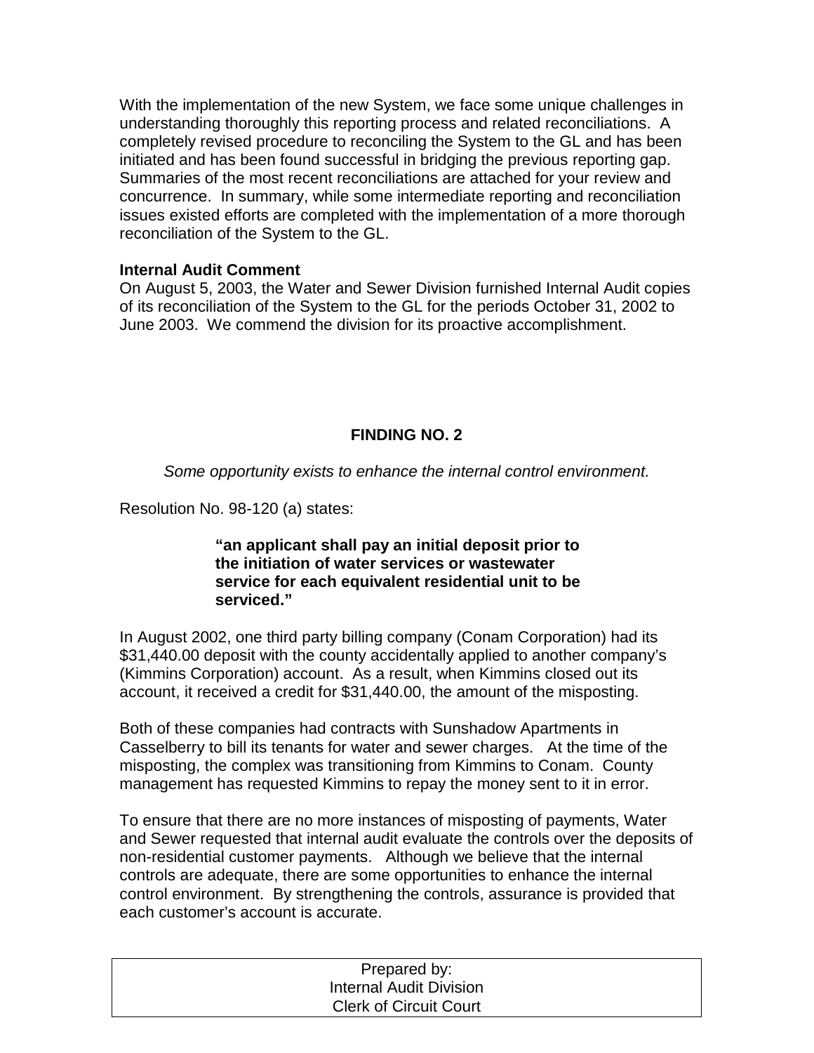With the implementation of the new System, we face some unique challenges in understanding thoroughly this reporting process and related reconciliations. A completely revised procedure to reconciling the System to the GL and has been initiated and has been found successful in bridging the previous reporting gap. Summaries of the most recent reconciliations are attached for your review and concurrence. In summary, while some intermediate reporting and reconciliation issues existed efforts are completed with the implementation of a more thorough reconciliation of the System to the GL.

**Internal Audit Comment**
On August 5, 2003, the Water and Sewer Division furnished Internal Audit copies of its reconciliation of the System to the GL for the periods October 31, 2002 to June 2003. We commend the division for its proactive accomplishment.

## FINDING NO. 2

*Some opportunity exists to enhance the internal control environment.*

Resolution No. 98-120 (a) states:

> **"an applicant shall pay an initial deposit prior to the initiation of water services or wastewater service for each equivalent residential unit to be serviced."**

In August 2002, one third party billing company (Conam Corporation) had its $31,440.00 deposit with the county accidentally applied to another company's (Kimmins Corporation) account. As a result, when Kimmins closed out its account, it received a credit for $31,440.00, the amount of the misposting.

Both of these companies had contracts with Sunshadow Apartments in Casselberry to bill its tenants for water and sewer charges. At the time of the misposting, the complex was transitioning from Kimmins to Conam. County management has requested Kimmins to repay the money sent to it in error.

To ensure that there are no more instances of misposting of payments, Water and Sewer requested that internal audit evaluate the controls over the deposits of non-residential customer payments. Although we believe that the internal controls are adequate, there are some opportunities to enhance the internal control environment. By strengthening the controls, assurance is provided that each customer's account is accurate.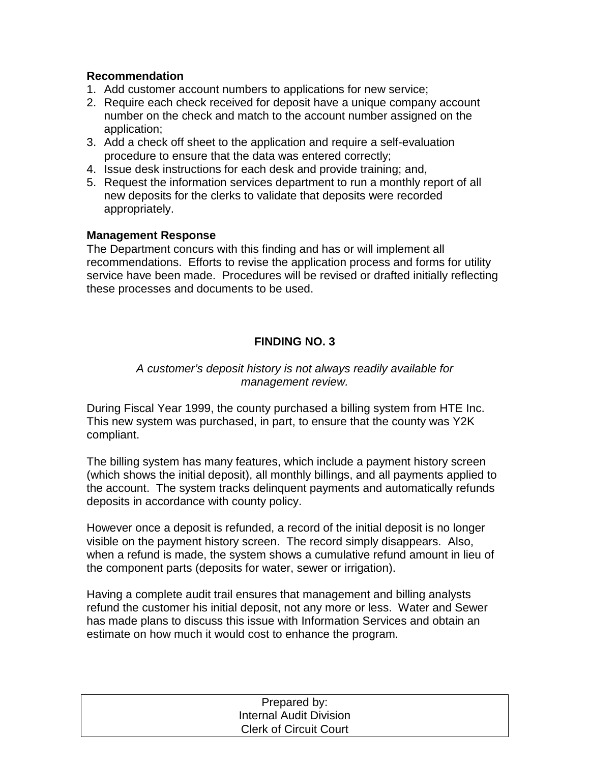**Recommendation**

1. Add customer account numbers to applications for new service;
2. Require each check received for deposit have a unique company account number on the check and match to the account number assigned on the application;
3. Add a check off sheet to the application and require a self-evaluation procedure to ensure that the data was entered correctly;
4. Issue desk instructions for each desk and provide training; and,
5. Request the information services department to run a monthly report of all new deposits for the clerks to validate that deposits were recorded appropriately.

**Management Response**

The Department concurs with this finding and has or will implement all recommendations. Efforts to revise the application process and forms for utility service have been made. Procedures will be revised or drafted initially reflecting these processes and documents to be used.

## FINDING NO. 3

*A customer's deposit history is not always readily available for management review.*

During Fiscal Year 1999, the county purchased a billing system from HTE Inc. This new system was purchased, in part, to ensure that the county was Y2K compliant.

The billing system has many features, which include a payment history screen (which shows the initial deposit), all monthly billings, and all payments applied to the account. The system tracks delinquent payments and automatically refunds deposits in accordance with county policy.

However once a deposit is refunded, a record of the initial deposit is no longer visible on the payment history screen. The record simply disappears. Also, when a refund is made, the system shows a cumulative refund amount in lieu of the component parts (deposits for water, sewer or irrigation).

Having a complete audit trail ensures that management and billing analysts refund the customer his initial deposit, not any more or less. Water and Sewer has made plans to discuss this issue with Information Services and obtain an estimate on how much it would cost to enhance the program.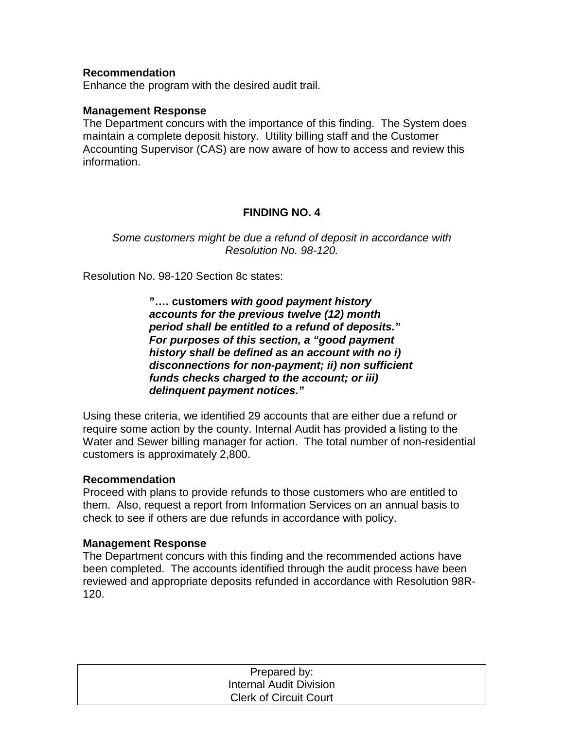**Recommendation**
Enhance the program with the desired audit trail.

**Management Response**
The Department concurs with the importance of this finding. The System does maintain a complete deposit history. Utility billing staff and the Customer Accounting Supervisor (CAS) are now aware of how to access and review this information.

**FINDING NO. 4**

*Some customers might be due a refund of deposit in accordance with Resolution No. 98-120.*

Resolution No. 98-120 Section 8c states:

> **"…. customers *with good payment history accounts for the previous twelve (12) month period shall be entitled to a refund of deposits." For purposes of this section, a "good payment history shall be defined as an account with no i) disconnections for non-payment; ii) non sufficient funds checks charged to the account; or iii) delinquent payment notices."***

Using these criteria, we identified 29 accounts that are either due a refund or require some action by the county. Internal Audit has provided a listing to the Water and Sewer billing manager for action. The total number of non-residential customers is approximately 2,800.

**Recommendation**
Proceed with plans to provide refunds to those customers who are entitled to them. Also, request a report from Information Services on an annual basis to check to see if others are due refunds in accordance with policy.

**Management Response**
The Department concurs with this finding and the recommended actions have been completed. The accounts identified through the audit process have been reviewed and appropriate deposits refunded in accordance with Resolution 98R-120.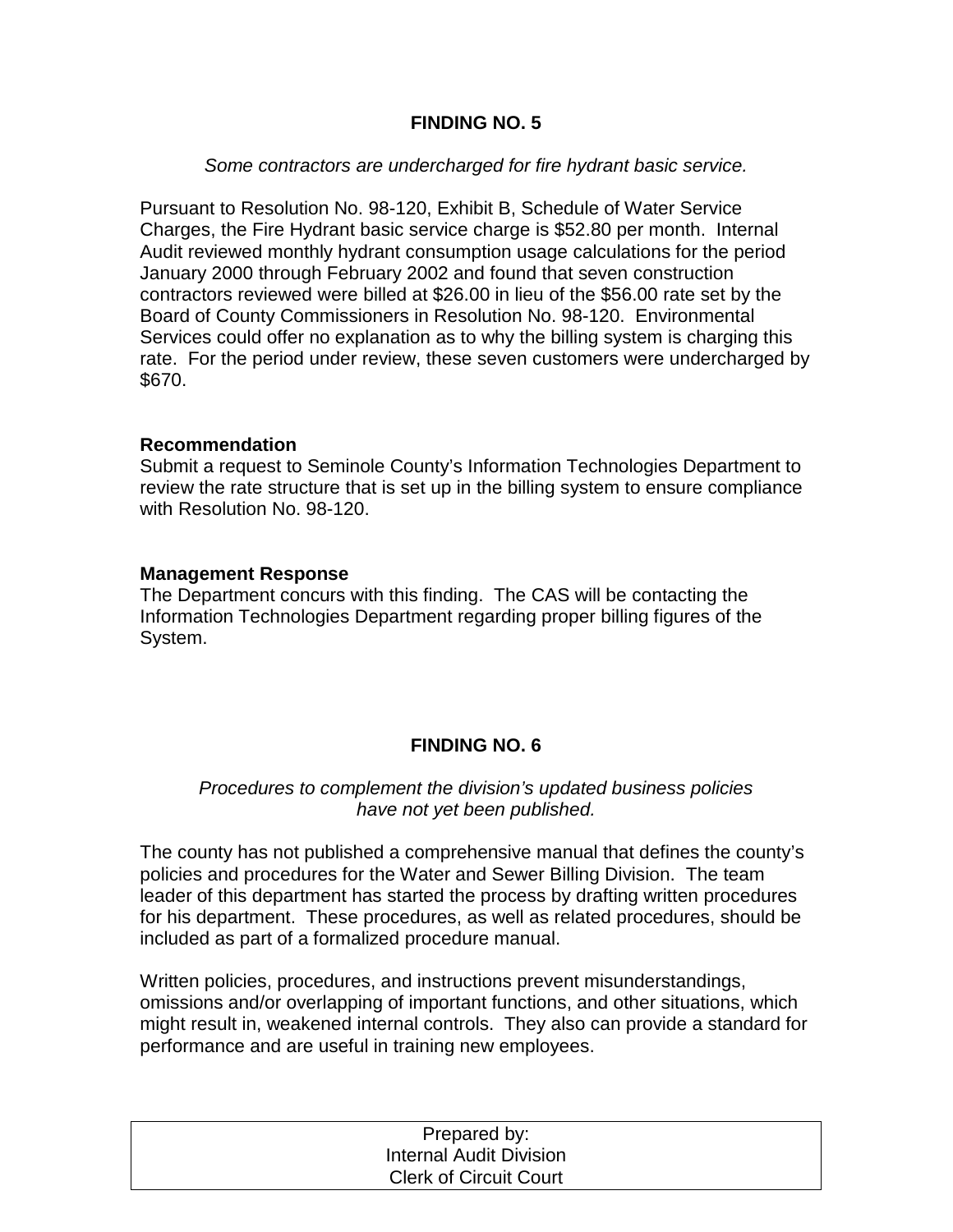### FINDING NO. 5

*Some contractors are undercharged for fire hydrant basic service.*

Pursuant to Resolution No. 98-120, Exhibit B, Schedule of Water Service Charges, the Fire Hydrant basic service charge is $52.80 per month. Internal Audit reviewed monthly hydrant consumption usage calculations for the period January 2000 through February 2002 and found that seven construction contractors reviewed were billed at $26.00 in lieu of the $56.00 rate set by the Board of County Commissioners in Resolution No. 98-120. Environmental Services could offer no explanation as to why the billing system is charging this rate. For the period under review, these seven customers were undercharged by $670.

**Recommendation**

Submit a request to Seminole County's Information Technologies Department to review the rate structure that is set up in the billing system to ensure compliance with Resolution No. 98-120.

**Management Response**

The Department concurs with this finding. The CAS will be contacting the Information Technologies Department regarding proper billing figures of the System.

### FINDING NO. 6

*Procedures to complement the division's updated business policies have not yet been published.*

The county has not published a comprehensive manual that defines the county's policies and procedures for the Water and Sewer Billing Division. The team leader of this department has started the process by drafting written procedures for his department. These procedures, as well as related procedures, should be included as part of a formalized procedure manual.

Written policies, procedures, and instructions prevent misunderstandings, omissions and/or overlapping of important functions, and other situations, which might result in, weakened internal controls. They also can provide a standard for performance and are useful in training new employees.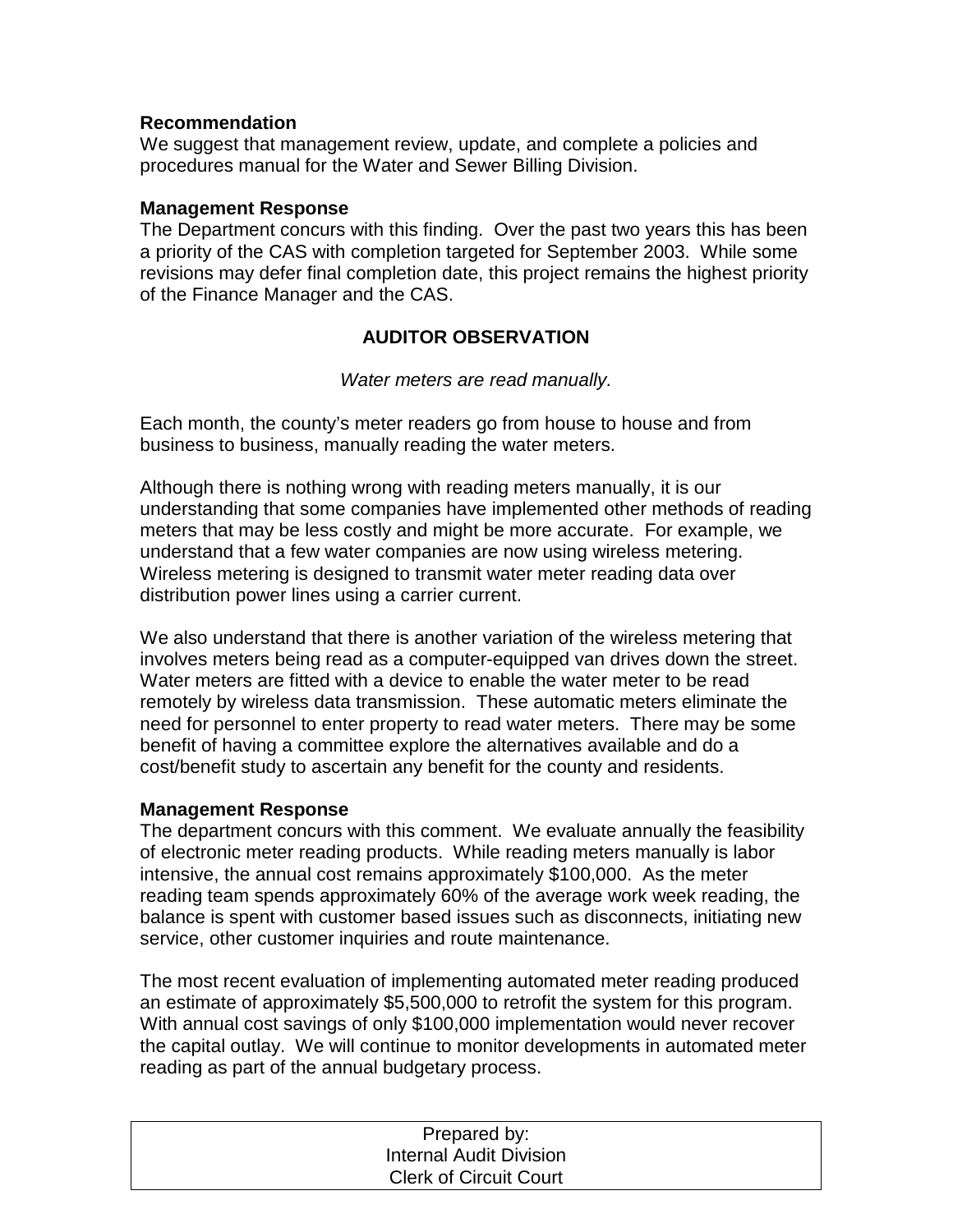**Recommendation**
We suggest that management review, update, and complete a policies and procedures manual for the Water and Sewer Billing Division.

**Management Response**
The Department concurs with this finding. Over the past two years this has been a priority of the CAS with completion targeted for September 2003. While some revisions may defer final completion date, this project remains the highest priority of the Finance Manager and the CAS.

## AUDITOR OBSERVATION

*Water meters are read manually.*

Each month, the county's meter readers go from house to house and from business to business, manually reading the water meters.

Although there is nothing wrong with reading meters manually, it is our understanding that some companies have implemented other methods of reading meters that may be less costly and might be more accurate. For example, we understand that a few water companies are now using wireless metering. Wireless metering is designed to transmit water meter reading data over distribution power lines using a carrier current.

We also understand that there is another variation of the wireless metering that involves meters being read as a computer-equipped van drives down the street. Water meters are fitted with a device to enable the water meter to be read remotely by wireless data transmission. These automatic meters eliminate the need for personnel to enter property to read water meters. There may be some benefit of having a committee explore the alternatives available and do a cost/benefit study to ascertain any benefit for the county and residents.

**Management Response**
The department concurs with this comment. We evaluate annually the feasibility of electronic meter reading products. While reading meters manually is labor intensive, the annual cost remains approximately $100,000. As the meter reading team spends approximately 60% of the average work week reading, the balance is spent with customer based issues such as disconnects, initiating new service, other customer inquiries and route maintenance.

The most recent evaluation of implementing automated meter reading produced an estimate of approximately $5,500,000 to retrofit the system for this program. With annual cost savings of only $100,000 implementation would never recover the capital outlay. We will continue to monitor developments in automated meter reading as part of the annual budgetary process.

Prepared by:
Internal Audit Division
Clerk of Circuit Court